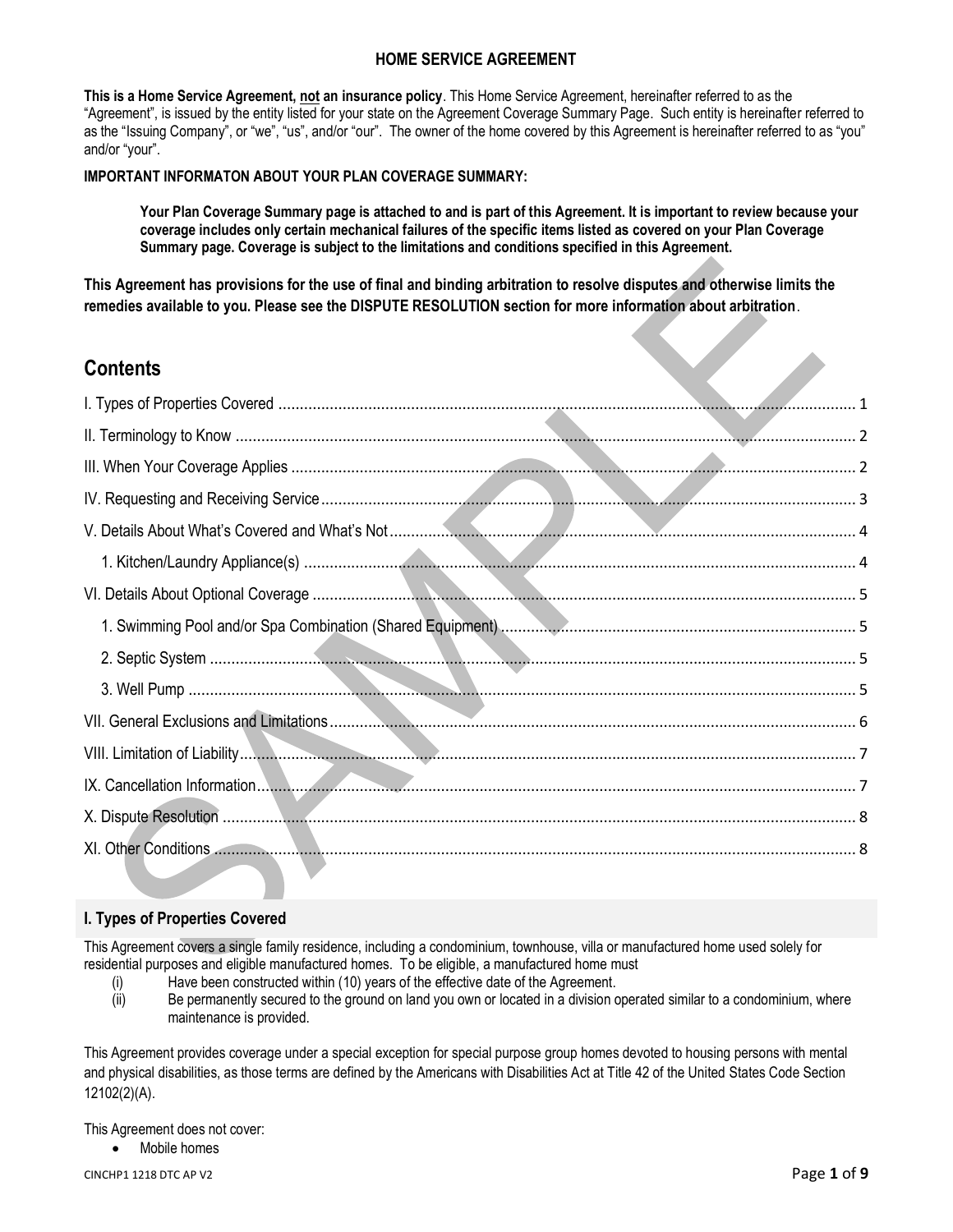# HOME SERVICE AGREEMENT

**This is a Home Service Agreement, not an insurance policy**. This Home Service Agreement, hereinafter referred to as the "Agreement", is issued by the entity listed for your state on the Agreement Coverage Summary Page. Such entity is hereinafter referred to as the "Issuing Company", or "we", "us", and/or "our". The owner of the home covered by this Agreement is hereinafter referred to as "you" and/or "your".

**IMPORTANT INFORMATON ABOUT YOUR PLAN COVERAGE SUMMARY:**

> **Your Plan Coverage Summary page is attached to and is part of this Agreement. It is important to review because your coverage includes only certain mechanical failures of the specific items listed as covered on your Plan Coverage Summary page. Coverage is subject to the limitations and conditions specified in this Agreement.**

**This Agreement has provisions for the use of final and binding arbitration to resolve disputes and otherwise limits the remedies available to you. Please see the DISPUTE RESOLUTION section for more information about arbitration**.

## Contents

- I. Types of Properties Covered ..... 1
- II. Terminology to Know ..... 2
- III. When Your Coverage Applies ..... 2
- IV. Requesting and Receiving Service ..... 3
- V. Details About What's Covered and What's Not ..... 4
  - 1. Kitchen/Laundry Appliance(s) ..... 4
- VI. Details About Optional Coverage ..... 5
  - 1. Swimming Pool and/or Spa Combination (Shared Equipment) ..... 5
  - 2. Septic System ..... 5
  - 3. Well Pump ..... 5
- VII. General Exclusions and Limitations ..... 6
- VIII. Limitation of Liability ..... 7
- IX. Cancellation Information ..... 7
- X. Dispute Resolution ..... 8
- XI. Other Conditions ..... 8

## I. Types of Properties Covered

This Agreement covers a single family residence, including a condominium, townhouse, villa or manufactured home used solely for residential purposes and eligible manufactured homes. To be eligible, a manufactured home must

(i) Have been constructed within (10) years of the effective date of the Agreement.
(ii) Be permanently secured to the ground on land you own or located in a division operated similar to a condominium, where maintenance is provided.

This Agreement provides coverage under a special exception for special purpose group homes devoted to housing persons with mental and physical disabilities, as those terms are defined by the Americans with Disabilities Act at Title 42 of the United States Code Section 12102(2)(A).

This Agreement does not cover:

- Mobile homes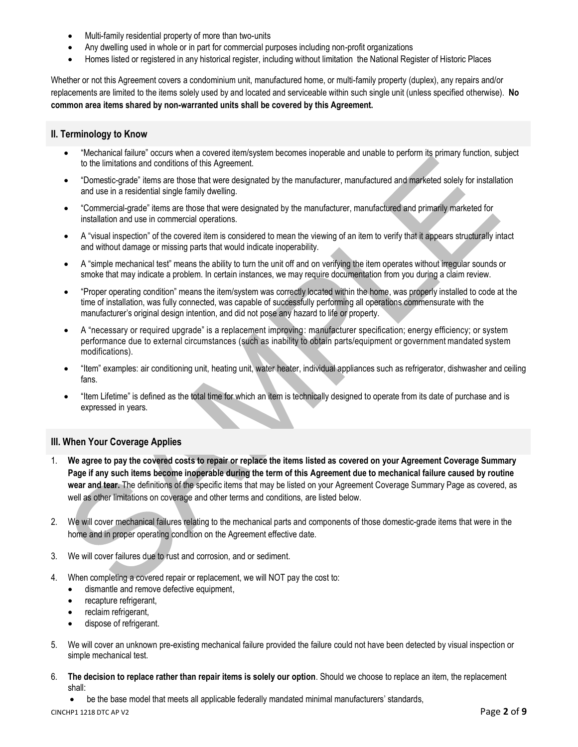- Multi-family residential property of more than two-units
- Any dwelling used in whole or in part for commercial purposes including non-profit organizations
- Homes listed or registered in any historical register, including without limitation the National Register of Historic Places

Whether or not this Agreement covers a condominium unit, manufactured home, or multi-family property (duplex), any repairs and/or replacements are limited to the items solely used by and located and serviceable within such single unit (unless specified otherwise). **No common area items shared by non-warranted units shall be covered by this Agreement.**

## II. Terminology to Know

- "Mechanical failure" occurs when a covered item/system becomes inoperable and unable to perform its primary function, subject to the limitations and conditions of this Agreement.
- "Domestic-grade" items are those that were designated by the manufacturer, manufactured and marketed solely for installation and use in a residential single family dwelling.
- "Commercial-grade" items are those that were designated by the manufacturer, manufactured and primarily marketed for installation and use in commercial operations.
- A "visual inspection" of the covered item is considered to mean the viewing of an item to verify that it appears structurally intact and without damage or missing parts that would indicate inoperability.
- A "simple mechanical test" means the ability to turn the unit off and on verifying the item operates without irregular sounds or smoke that may indicate a problem. In certain instances, we may require documentation from you during a claim review.
- "Proper operating condition" means the item/system was correctly located within the home, was properly installed to code at the time of installation, was fully connected, was capable of successfully performing all operations commensurate with the manufacturer's original design intention, and did not pose any hazard to life or property.
- A "necessary or required upgrade" is a replacement improving: manufacturer specification; energy efficiency; or system performance due to external circumstances (such as inability to obtain parts/equipment or government mandated system modifications).
- "Item" examples: air conditioning unit, heating unit, water heater, individual appliances such as refrigerator, dishwasher and ceiling fans.
- "Item Lifetime" is defined as the total time for which an item is technically designed to operate from its date of purchase and is expressed in years.

## III. When Your Coverage Applies

1. **We agree to pay the covered costs to repair or replace the items listed as covered on your Agreement Coverage Summary Page if any such items become inoperable during the term of this Agreement due to mechanical failure caused by routine wear and tear.** The definitions of the specific items that may be listed on your Agreement Coverage Summary Page as covered, as well as other limitations on coverage and other terms and conditions, are listed below.

2. We will cover mechanical failures relating to the mechanical parts and components of those domestic-grade items that were in the home and in proper operating condition on the Agreement effective date.

3. We will cover failures due to rust and corrosion, and or sediment.

4. When completing a covered repair or replacement, we will NOT pay the cost to:
   - dismantle and remove defective equipment,
   - recapture refrigerant,
   - reclaim refrigerant,
   - dispose of refrigerant.

5. We will cover an unknown pre-existing mechanical failure provided the failure could not have been detected by visual inspection or simple mechanical test.

6. **The decision to replace rather than repair items is solely our option**. Should we choose to replace an item, the replacement shall:
   - be the base model that meets all applicable federally mandated minimal manufacturers' standards,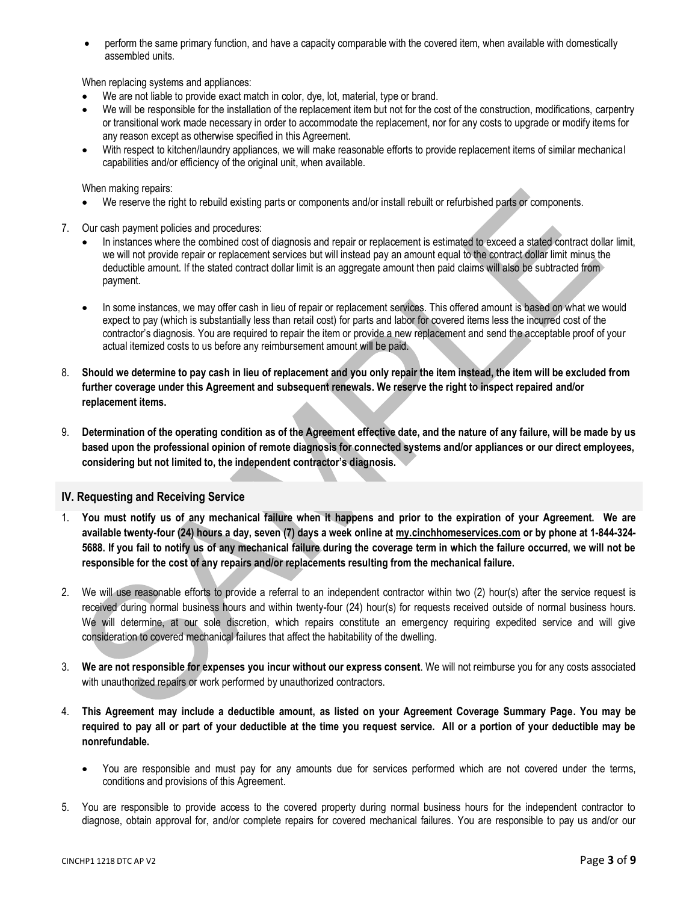- perform the same primary function, and have a capacity comparable with the covered item, when available with domestically assembled units.

When replacing systems and appliances:

- We are not liable to provide exact match in color, dye, lot, material, type or brand.
- We will be responsible for the installation of the replacement item but not for the cost of the construction, modifications, carpentry or transitional work made necessary in order to accommodate the replacement, nor for any costs to upgrade or modify items for any reason except as otherwise specified in this Agreement.
- With respect to kitchen/laundry appliances, we will make reasonable efforts to provide replacement items of similar mechanical capabilities and/or efficiency of the original unit, when available.

When making repairs:

- We reserve the right to rebuild existing parts or components and/or install rebuilt or refurbished parts or components.

7. Our cash payment policies and procedures:
   - In instances where the combined cost of diagnosis and repair or replacement is estimated to exceed a stated contract dollar limit, we will not provide repair or replacement services but will instead pay an amount equal to the contract dollar limit minus the deductible amount. If the stated contract dollar limit is an aggregate amount then paid claims will also be subtracted from payment.
   - In some instances, we may offer cash in lieu of repair or replacement services. This offered amount is based on what we would expect to pay (which is substantially less than retail cost) for parts and labor for covered items less the incurred cost of the contractor's diagnosis. You are required to repair the item or provide a new replacement and send the acceptable proof of your actual itemized costs to us before any reimbursement amount will be paid.
8. **Should we determine to pay cash in lieu of replacement and you only repair the item instead, the item will be excluded from further coverage under this Agreement and subsequent renewals. We reserve the right to inspect repaired and/or replacement items.**
9. **Determination of the operating condition as of the Agreement effective date, and the nature of any failure, will be made by us based upon the professional opinion of remote diagnosis for connected systems and/or appliances or our direct employees, considering but not limited to, the independent contractor's diagnosis.**

## IV. Requesting and Receiving Service

1. **You must notify us of any mechanical failure when it happens and prior to the expiration of your Agreement. We are available twenty-four (24) hours a day, seven (7) days a week online at my.cinchhomeservices.com or by phone at 1-844-324-5688. If you fail to notify us of any mechanical failure during the coverage term in which the failure occurred, we will not be responsible for the cost of any repairs and/or replacements resulting from the mechanical failure.**
2. We will use reasonable efforts to provide a referral to an independent contractor within two (2) hour(s) after the service request is received during normal business hours and within twenty-four (24) hour(s) for requests received outside of normal business hours. We will determine, at our sole discretion, which repairs constitute an emergency requiring expedited service and will give consideration to covered mechanical failures that affect the habitability of the dwelling.
3. **We are not responsible for expenses you incur without our express consent**. We will not reimburse you for any costs associated with unauthorized repairs or work performed by unauthorized contractors.
4. **This Agreement may include a deductible amount, as listed on your Agreement Coverage Summary Page. You may be required to pay all or part of your deductible at the time you request service. All or a portion of your deductible may be nonrefundable.**
   - You are responsible and must pay for any amounts due for services performed which are not covered under the terms, conditions and provisions of this Agreement.
5. You are responsible to provide access to the covered property during normal business hours for the independent contractor to diagnose, obtain approval for, and/or complete repairs for covered mechanical failures. You are responsible to pay us and/or our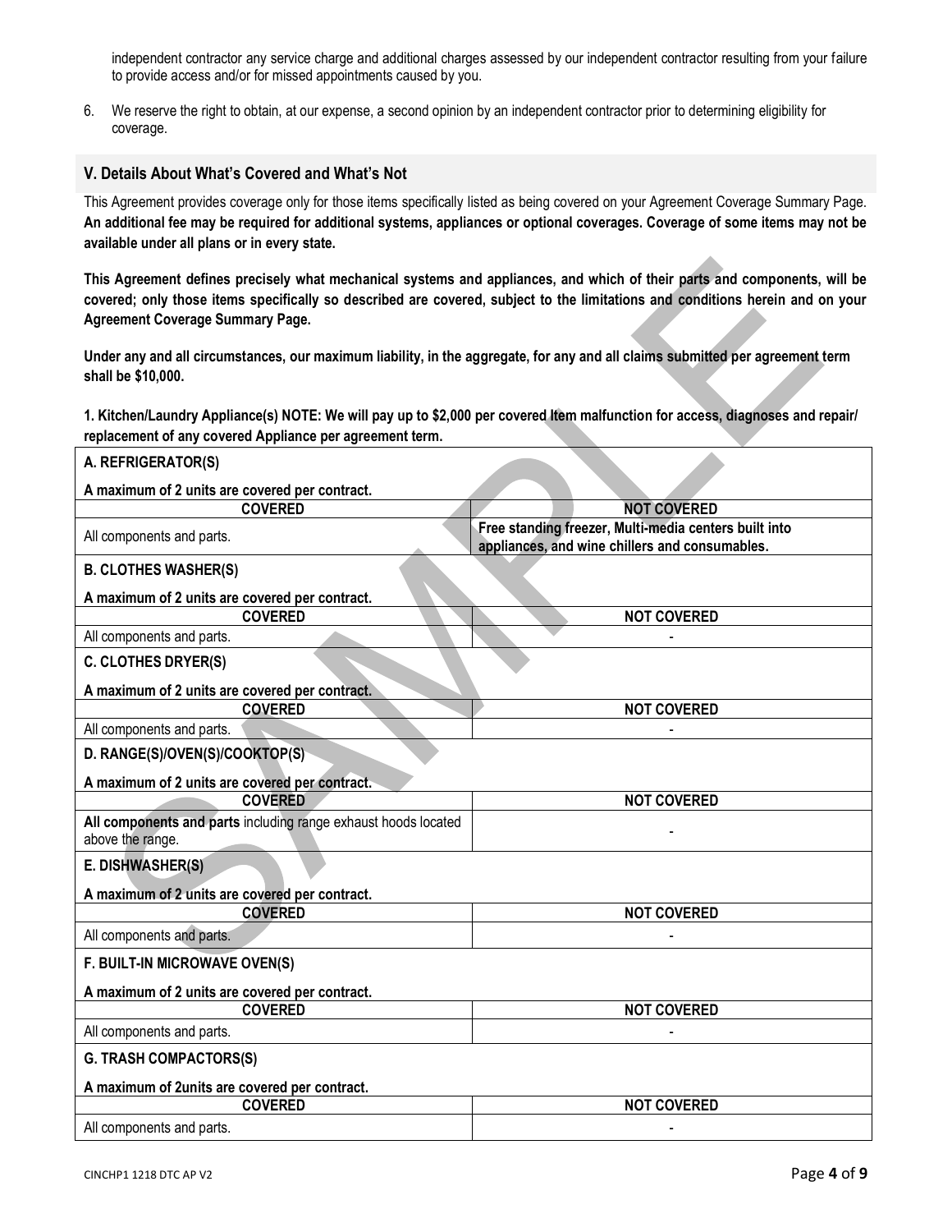independent contractor any service charge and additional charges assessed by our independent contractor resulting from your failure to provide access and/or for missed appointments caused by you.

6. We reserve the right to obtain, at our expense, a second opinion by an independent contractor prior to determining eligibility for coverage.

## V. Details About What's Covered and What's Not

This Agreement provides coverage only for those items specifically listed as being covered on your Agreement Coverage Summary Page. **An additional fee may be required for additional systems, appliances or optional coverages. Coverage of some items may not be available under all plans or in every state.**

**This Agreement defines precisely what mechanical systems and appliances, and which of their parts and components, will be covered; only those items specifically so described are covered, subject to the limitations and conditions herein and on your Agreement Coverage Summary Page.**

**Under any and all circumstances, our maximum liability, in the aggregate, for any and all claims submitted per agreement term shall be $10,000.**

**1. Kitchen/Laundry Appliance(s) NOTE: We will pay up to $2,000 per covered Item malfunction for access, diagnoses and repair/ replacement of any covered Appliance per agreement term.**

**A. REFRIGERATOR(S)**

**A maximum of 2 units are covered per contract.**

| COVERED | NOT COVERED |
|---|---|
| All components and parts. | **Free standing freezer, Multi-media centers built into appliances, and wine chillers and consumables.** |

**B. CLOTHES WASHER(S)**

**A maximum of 2 units are covered per contract.**

| COVERED | NOT COVERED |
|---|---|
| All components and parts. | - |

**C. CLOTHES DRYER(S)**

**A maximum of 2 units are covered per contract.**

| COVERED | NOT COVERED |
|---|---|
| All components and parts. | - |

**D. RANGE(S)/OVEN(S)/COOKTOP(S)**

**A maximum of 2 units are covered per contract.**

| COVERED | NOT COVERED |
|---|---|
| **All components and parts** including range exhaust hoods located above the range. | - |

**E. DISHWASHER(S)**

**A maximum of 2 units are covered per contract.**

| COVERED | NOT COVERED |
|---|---|
| All components and parts. | - |

**F. BUILT-IN MICROWAVE OVEN(S)**

**A maximum of 2 units are covered per contract.**

| COVERED | NOT COVERED |
|---|---|
| All components and parts. | - |

**G. TRASH COMPACTORS(S)**

**A maximum of 2units are covered per contract.**

| COVERED | NOT COVERED |
|---|---|
| All components and parts. | - |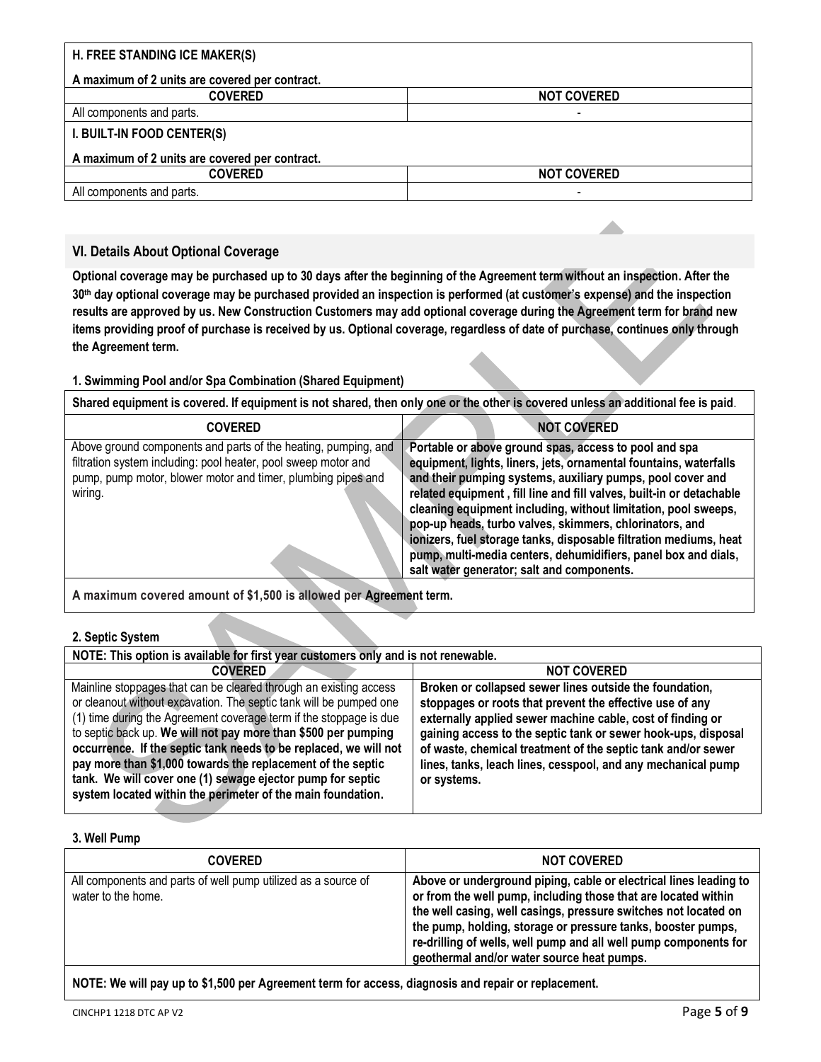| H. FREE STANDING ICE MAKER(S) | |
|---|---|
| **A maximum of 2 units are covered per contract.** | |
| **COVERED** | **NOT COVERED** |
| All components and parts. | - |

| I. BUILT-IN FOOD CENTER(S) | |
|---|---|
| **A maximum of 2 units are covered per contract.** | |
| **COVERED** | **NOT COVERED** |
| All components and parts. | - |

## VI. Details About Optional Coverage

**Optional coverage may be purchased up to 30 days after the beginning of the Agreement term without an inspection. After the 30th day optional coverage may be purchased provided an inspection is performed (at customer's expense) and the inspection results are approved by us. New Construction Customers may add optional coverage during the Agreement term for brand new items providing proof of purchase is received by us. Optional coverage, regardless of date of purchase, continues only through the Agreement term.**

### 1. Swimming Pool and/or Spa Combination (Shared Equipment)

| Shared equipment is covered. If equipment is not shared, then only one or the other is covered unless an additional fee is paid. | |
|---|---|
| **COVERED** | **NOT COVERED** |
| Above ground components and parts of the heating, pumping, and filtration system including: pool heater, pool sweep motor and pump, pump motor, blower motor and timer, plumbing pipes and wiring. | **Portable or above ground spas, access to pool and spa equipment, lights, liners, jets, ornamental fountains, waterfalls and their pumping systems, auxiliary pumps, pool cover and related equipment , fill line and fill valves, built-in or detachable cleaning equipment including, without limitation, pool sweeps, pop-up heads, turbo valves, skimmers, chlorinators, and ionizers, fuel storage tanks, disposable filtration mediums, heat pump, multi-media centers, dehumidifiers, panel box and dials, salt water generator; salt and components.** |
| **A maximum covered amount of $1,500 is allowed per Agreement term.** | |

### 2. Septic System

| NOTE: This option is available for first year customers only and is not renewable. | |
|---|---|
| **COVERED** | **NOT COVERED** |
| Mainline stoppages that can be cleared through an existing access or cleanout without excavation. The septic tank will be pumped one (1) time during the Agreement coverage term if the stoppage is due to septic back up. **We will not pay more than $500 per pumping occurrence. If the septic tank needs to be replaced, we will not pay more than $1,000 towards the replacement of the septic tank. We will cover one (1) sewage ejector pump for septic system located within the perimeter of the main foundation.** | **Broken or collapsed sewer lines outside the foundation, stoppages or roots that prevent the effective use of any externally applied sewer machine cable, cost of finding or gaining access to the septic tank or sewer hook-ups, disposal of waste, chemical treatment of the septic tank and/or sewer lines, tanks, leach lines, cesspool, and any mechanical pump or systems.** |

### 3. Well Pump

| COVERED | NOT COVERED |
|---|---|
| All components and parts of well pump utilized as a source of water to the home. | **Above or underground piping, cable or electrical lines leading to or from the well pump, including those that are located within the well casing, well casings, pressure switches not located on the pump, holding, storage or pressure tanks, booster pumps, re-drilling of wells, well pump and all well pump components for geothermal and/or water source heat pumps.** |
| **NOTE: We will pay up to $1,500 per Agreement term for access, diagnosis and repair or replacement.** | |

CINCHP1 1218 DTC AP V2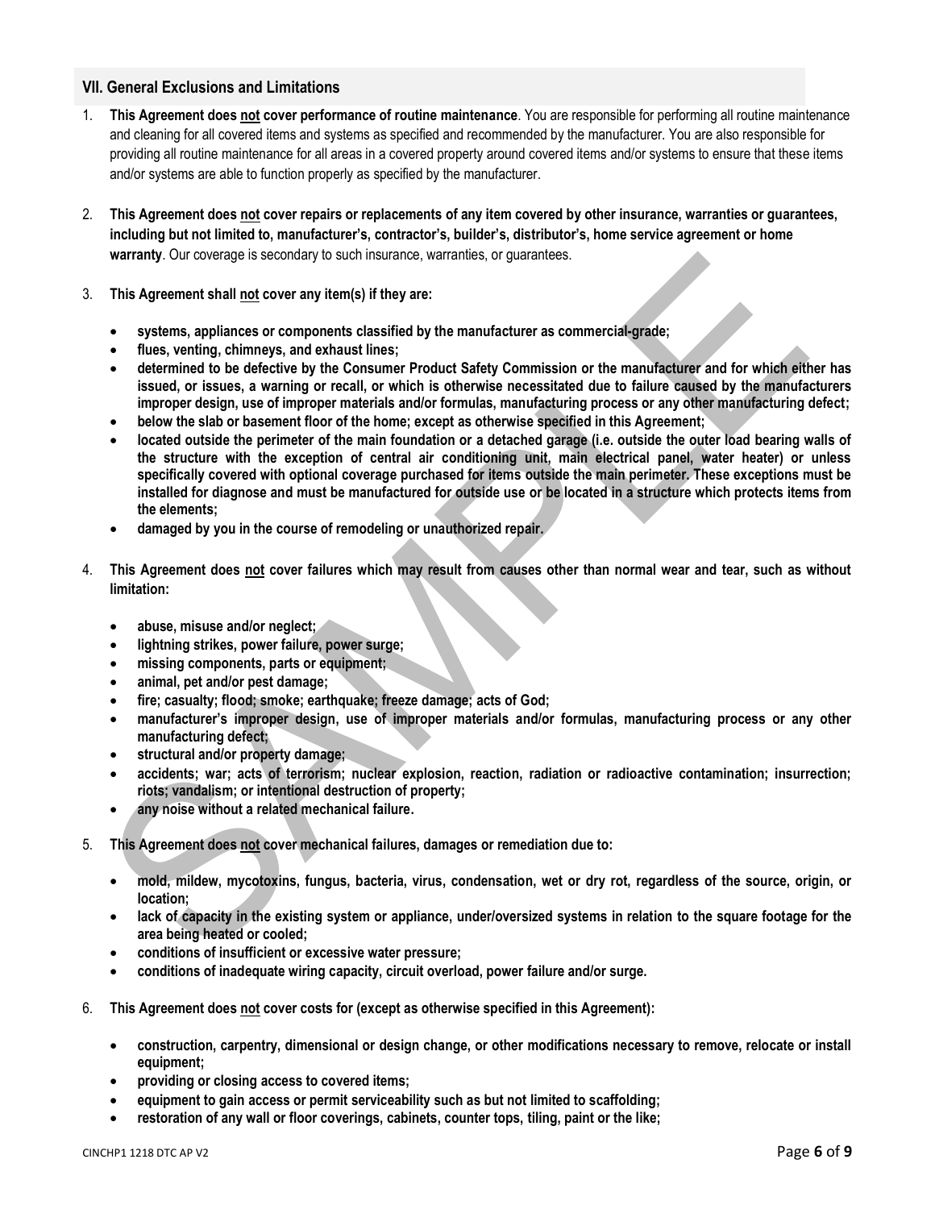## VII. General Exclusions and Limitations

1. **This Agreement does not cover performance of routine maintenance**. You are responsible for performing all routine maintenance and cleaning for all covered items and systems as specified and recommended by the manufacturer. You are also responsible for providing all routine maintenance for all areas in a covered property around covered items and/or systems to ensure that these items and/or systems are able to function properly as specified by the manufacturer.

2. **This Agreement does not cover repairs or replacements of any item covered by other insurance, warranties or guarantees, including but not limited to, manufacturer's, contractor's, builder's, distributor's, home service agreement or home warranty**. Our coverage is secondary to such insurance, warranties, or guarantees.

3. **This Agreement shall not cover any item(s) if they are:**

   - **systems, appliances or components classified by the manufacturer as commercial-grade;**
   - **flues, venting, chimneys, and exhaust lines;**
   - **determined to be defective by the Consumer Product Safety Commission or the manufacturer and for which either has issued, or issues, a warning or recall, or which is otherwise necessitated due to failure caused by the manufacturers improper design, use of improper materials and/or formulas, manufacturing process or any other manufacturing defect;**
   - **below the slab or basement floor of the home; except as otherwise specified in this Agreement;**
   - **located outside the perimeter of the main foundation or a detached garage (i.e. outside the outer load bearing walls of the structure with the exception of central air conditioning unit, main electrical panel, water heater) or unless specifically covered with optional coverage purchased for items outside the main perimeter. These exceptions must be installed for diagnose and must be manufactured for outside use or be located in a structure which protects items from the elements;**
   - **damaged by you in the course of remodeling or unauthorized repair.**

4. **This Agreement does not cover failures which may result from causes other than normal wear and tear, such as without limitation:**

   - **abuse, misuse and/or neglect;**
   - **lightning strikes, power failure, power surge;**
   - **missing components, parts or equipment;**
   - **animal, pet and/or pest damage;**
   - **fire; casualty; flood; smoke; earthquake; freeze damage; acts of God;**
   - **manufacturer's improper design, use of improper materials and/or formulas, manufacturing process or any other manufacturing defect;**
   - **structural and/or property damage;**
   - **accidents; war; acts of terrorism; nuclear explosion, reaction, radiation or radioactive contamination; insurrection; riots; vandalism; or intentional destruction of property;**
   - **any noise without a related mechanical failure.**

5. **This Agreement does not cover mechanical failures, damages or remediation due to:**

   - **mold, mildew, mycotoxins, fungus, bacteria, virus, condensation, wet or dry rot, regardless of the source, origin, or location;**
   - **lack of capacity in the existing system or appliance, under/oversized systems in relation to the square footage for the area being heated or cooled;**
   - **conditions of insufficient or excessive water pressure;**
   - **conditions of inadequate wiring capacity, circuit overload, power failure and/or surge.**

6. **This Agreement does not cover costs for (except as otherwise specified in this Agreement):**

   - **construction, carpentry, dimensional or design change, or other modifications necessary to remove, relocate or install equipment;**
   - **providing or closing access to covered items;**
   - **equipment to gain access or permit serviceability such as but not limited to scaffolding;**
   - **restoration of any wall or floor coverings, cabinets, counter tops, tiling, paint or the like;**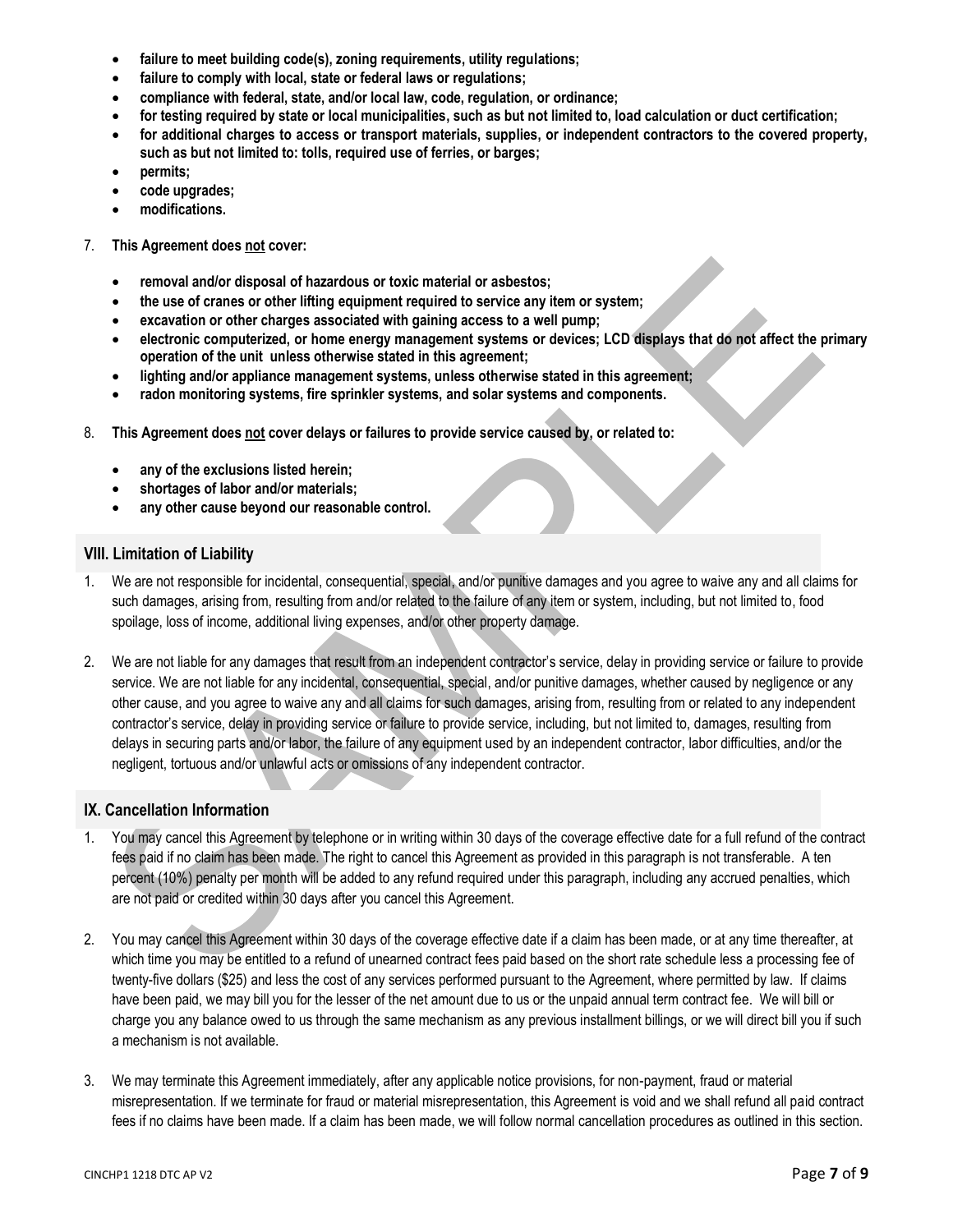- **failure to meet building code(s), zoning requirements, utility regulations;**
- **failure to comply with local, state or federal laws or regulations;**
- **compliance with federal, state, and/or local law, code, regulation, or ordinance;**
- **for testing required by state or local municipalities, such as but not limited to, load calculation or duct certification;**
- **for additional charges to access or transport materials, supplies, or independent contractors to the covered property, such as but not limited to: tolls, required use of ferries, or barges;**
- **permits;**
- **code upgrades;**
- **modifications.**

7. **This Agreement does not cover:**

   - **removal and/or disposal of hazardous or toxic material or asbestos;**
   - **the use of cranes or other lifting equipment required to service any item or system;**
   - **excavation or other charges associated with gaining access to a well pump;**
   - **electronic computerized, or home energy management systems or devices; LCD displays that do not affect the primary operation of the unit unless otherwise stated in this agreement;**
   - **lighting and/or appliance management systems, unless otherwise stated in this agreement;**
   - **radon monitoring systems, fire sprinkler systems, and solar systems and components.**

8. **This Agreement does not cover delays or failures to provide service caused by, or related to:**

   - **any of the exclusions listed herein;**
   - **shortages of labor and/or materials;**
   - **any other cause beyond our reasonable control.**

## VIII. Limitation of Liability

1. We are not responsible for incidental, consequential, special, and/or punitive damages and you agree to waive any and all claims for such damages, arising from, resulting from and/or related to the failure of any item or system, including, but not limited to, food spoilage, loss of income, additional living expenses, and/or other property damage.

2. We are not liable for any damages that result from an independent contractor's service, delay in providing service or failure to provide service. We are not liable for any incidental, consequential, special, and/or punitive damages, whether caused by negligence or any other cause, and you agree to waive any and all claims for such damages, arising from, resulting from or related to any independent contractor's service, delay in providing service or failure to provide service, including, but not limited to, damages, resulting from delays in securing parts and/or labor, the failure of any equipment used by an independent contractor, labor difficulties, and/or the negligent, tortuous and/or unlawful acts or omissions of any independent contractor.

## IX. Cancellation Information

1. You may cancel this Agreement by telephone or in writing within 30 days of the coverage effective date for a full refund of the contract fees paid if no claim has been made. The right to cancel this Agreement as provided in this paragraph is not transferable. A ten percent (10%) penalty per month will be added to any refund required under this paragraph, including any accrued penalties, which are not paid or credited within 30 days after you cancel this Agreement.

2. You may cancel this Agreement within 30 days of the coverage effective date if a claim has been made, or at any time thereafter, at which time you may be entitled to a refund of unearned contract fees paid based on the short rate schedule less a processing fee of twenty-five dollars ($25) and less the cost of any services performed pursuant to the Agreement, where permitted by law. If claims have been paid, we may bill you for the lesser of the net amount due to us or the unpaid annual term contract fee. We will bill or charge you any balance owed to us through the same mechanism as any previous installment billings, or we will direct bill you if such a mechanism is not available.

3. We may terminate this Agreement immediately, after any applicable notice provisions, for non-payment, fraud or material misrepresentation. If we terminate for fraud or material misrepresentation, this Agreement is void and we shall refund all paid contract fees if no claims have been made. If a claim has been made, we will follow normal cancellation procedures as outlined in this section.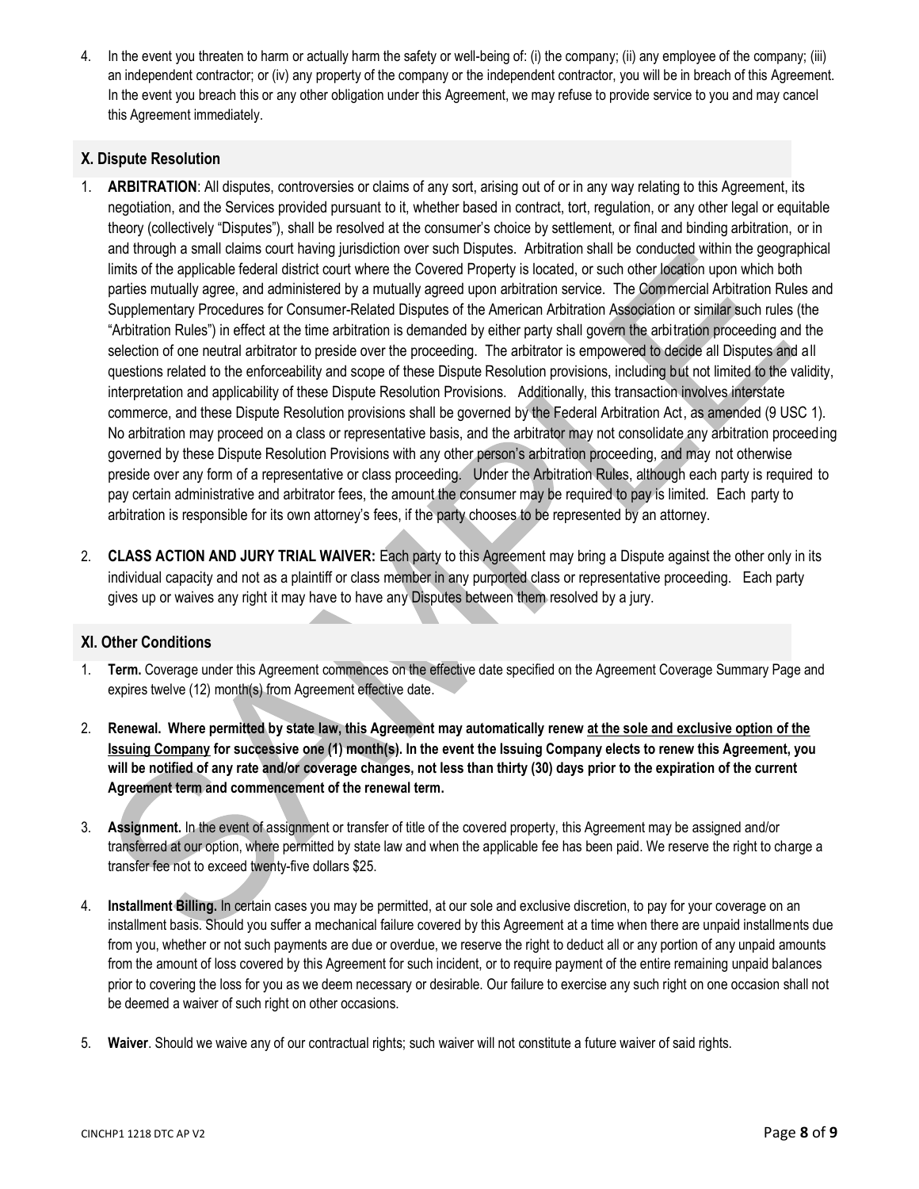4. In the event you threaten to harm or actually harm the safety or well-being of: (i) the company; (ii) any employee of the company; (iii) an independent contractor; or (iv) any property of the company or the independent contractor, you will be in breach of this Agreement. In the event you breach this or any other obligation under this Agreement, we may refuse to provide service to you and may cancel this Agreement immediately.

## X. Dispute Resolution

1. **ARBITRATION**: All disputes, controversies or claims of any sort, arising out of or in any way relating to this Agreement, its negotiation, and the Services provided pursuant to it, whether based in contract, tort, regulation, or any other legal or equitable theory (collectively "Disputes"), shall be resolved at the consumer's choice by settlement, or final and binding arbitration, or in and through a small claims court having jurisdiction over such Disputes. Arbitration shall be conducted within the geographical limits of the applicable federal district court where the Covered Property is located, or such other location upon which both parties mutually agree, and administered by a mutually agreed upon arbitration service. The Commercial Arbitration Rules and Supplementary Procedures for Consumer-Related Disputes of the American Arbitration Association or similar such rules (the "Arbitration Rules") in effect at the time arbitration is demanded by either party shall govern the arbitration proceeding and the selection of one neutral arbitrator to preside over the proceeding. The arbitrator is empowered to decide all Disputes and all questions related to the enforceability and scope of these Dispute Resolution provisions, including but not limited to the validity, interpretation and applicability of these Dispute Resolution Provisions. Additionally, this transaction involves interstate commerce, and these Dispute Resolution provisions shall be governed by the Federal Arbitration Act, as amended (9 USC 1). No arbitration may proceed on a class or representative basis, and the arbitrator may not consolidate any arbitration proceeding governed by these Dispute Resolution Provisions with any other person's arbitration proceeding, and may not otherwise preside over any form of a representative or class proceeding. Under the Arbitration Rules, although each party is required to pay certain administrative and arbitrator fees, the amount the consumer may be required to pay is limited. Each party to arbitration is responsible for its own attorney's fees, if the party chooses to be represented by an attorney.

2. **CLASS ACTION AND JURY TRIAL WAIVER:** Each party to this Agreement may bring a Dispute against the other only in its individual capacity and not as a plaintiff or class member in any purported class or representative proceeding. Each party gives up or waives any right it may have to have any Disputes between them resolved by a jury.

## XI. Other Conditions

1. **Term.** Coverage under this Agreement commences on the effective date specified on the Agreement Coverage Summary Page and expires twelve (12) month(s) from Agreement effective date.

2. **Renewal. Where permitted by state law, this Agreement may automatically renew <u>at the sole and exclusive option of the Issuing Company</u> for successive one (1) month(s). In the event the Issuing Company elects to renew this Agreement, you will be notified of any rate and/or coverage changes, not less than thirty (30) days prior to the expiration of the current Agreement term and commencement of the renewal term.**

3. **Assignment.** In the event of assignment or transfer of title of the covered property, this Agreement may be assigned and/or transferred at our option, where permitted by state law and when the applicable fee has been paid. We reserve the right to charge a transfer fee not to exceed twenty-five dollars $25.

4. **Installment Billing.** In certain cases you may be permitted, at our sole and exclusive discretion, to pay for your coverage on an installment basis. Should you suffer a mechanical failure covered by this Agreement at a time when there are unpaid installments due from you, whether or not such payments are due or overdue, we reserve the right to deduct all or any portion of any unpaid amounts from the amount of loss covered by this Agreement for such incident, or to require payment of the entire remaining unpaid balances prior to covering the loss for you as we deem necessary or desirable. Our failure to exercise any such right on one occasion shall not be deemed a waiver of such right on other occasions.

5. **Waiver**. Should we waive any of our contractual rights; such waiver will not constitute a future waiver of said rights.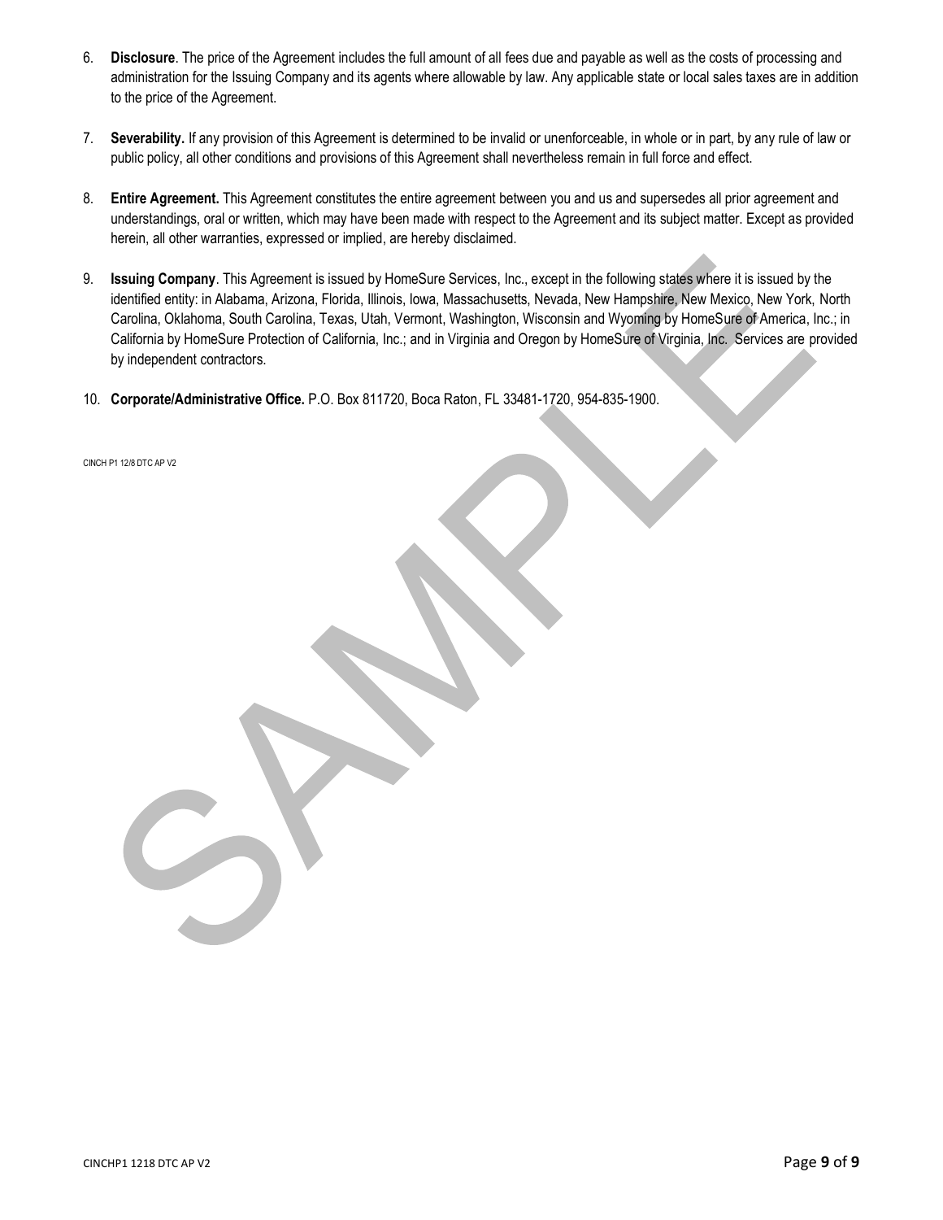6. **Disclosure**. The price of the Agreement includes the full amount of all fees due and payable as well as the costs of processing and administration for the Issuing Company and its agents where allowable by law. Any applicable state or local sales taxes are in addition to the price of the Agreement.

7. **Severability.** If any provision of this Agreement is determined to be invalid or unenforceable, in whole or in part, by any rule of law or public policy, all other conditions and provisions of this Agreement shall nevertheless remain in full force and effect.

8. **Entire Agreement.** This Agreement constitutes the entire agreement between you and us and supersedes all prior agreement and understandings, oral or written, which may have been made with respect to the Agreement and its subject matter. Except as provided herein, all other warranties, expressed or implied, are hereby disclaimed.

9. **Issuing Company**. This Agreement is issued by HomeSure Services, Inc., except in the following states where it is issued by the identified entity: in Alabama, Arizona, Florida, Illinois, Iowa, Massachusetts, Nevada, New Hampshire, New Mexico, New York, North Carolina, Oklahoma, South Carolina, Texas, Utah, Vermont, Washington, Wisconsin and Wyoming by HomeSure of America, Inc.; in California by HomeSure Protection of California, Inc.; and in Virginia and Oregon by HomeSure of Virginia, Inc. Services are provided by independent contractors.

10. **Corporate/Administrative Office.** P.O. Box 811720, Boca Raton, FL 33481-1720, 954-835-1900.

CINCH P1 12/8 DTC AP V2